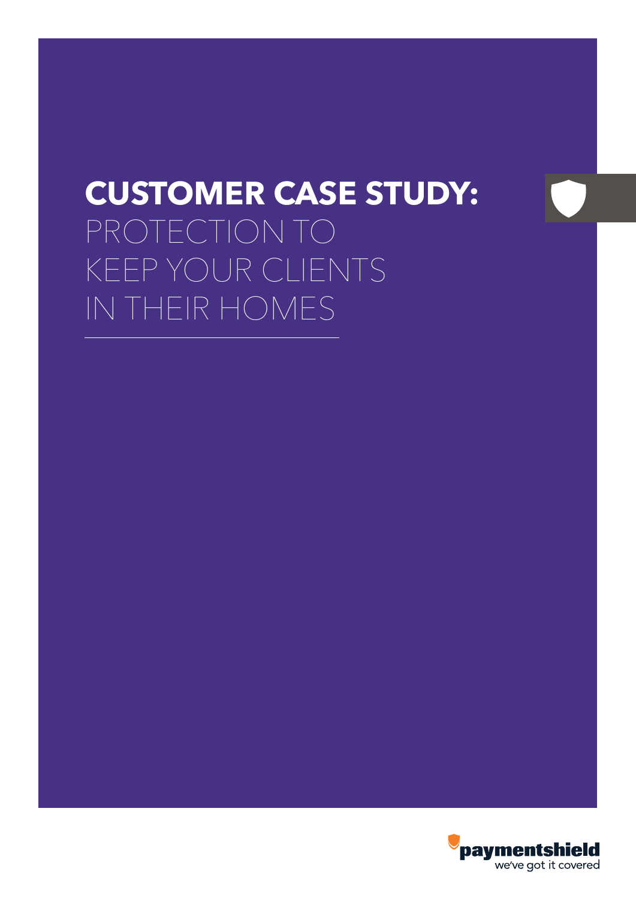# CUSTOMER CASE STUDY:

PROTECTION TO KEEP YOUR CLIENTS IN THEIR HOMES

paymentshield
we've got it covered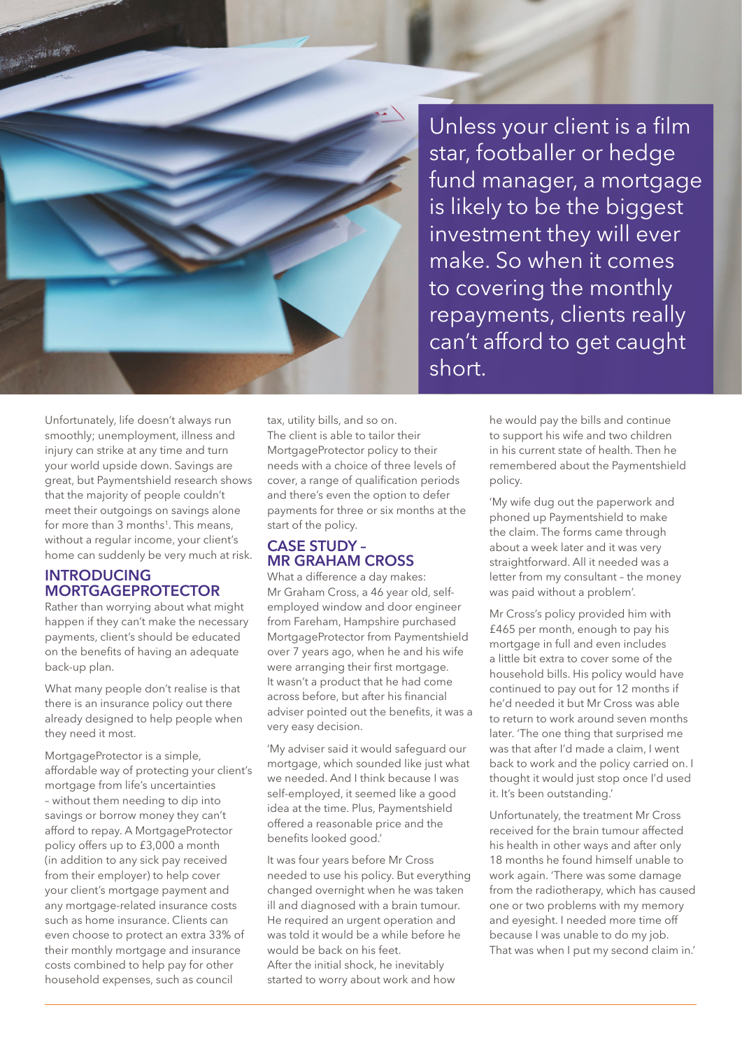Unless your client is a film star, footballer or hedge fund manager, a mortgage is likely to be the biggest investment they will ever make. So when it comes to covering the monthly repayments, clients really can't afford to get caught short.

Unfortunately, life doesn't always run smoothly; unemployment, illness and injury can strike at any time and turn your world upside down. Savings are great, but Paymentshield research shows that the majority of people couldn't meet their outgoings on savings alone for more than 3 months[1]. This means, without a regular income, your client's home can suddenly be very much at risk.

## INTRODUCING MORTGAGEPROTECTOR

Rather than worrying about what might happen if they can't make the necessary payments, client's should be educated on the benefits of having an adequate back-up plan.

What many people don't realise is that there is an insurance policy out there already designed to help people when they need it most.

MortgageProtector is a simple, affordable way of protecting your client's mortgage from life's uncertainties – without them needing to dip into savings or borrow money they can't afford to repay. A MortgageProtector policy offers up to £3,000 a month (in addition to any sick pay received from their employer) to help cover your client's mortgage payment and any mortgage-related insurance costs such as home insurance. Clients can even choose to protect an extra 33% of their monthly mortgage and insurance costs combined to help pay for other household expenses, such as council tax, utility bills, and so on.
The client is able to tailor their MortgageProtector policy to their needs with a choice of three levels of cover, a range of qualification periods and there's even the option to defer payments for three or six months at the start of the policy.

## CASE STUDY – MR GRAHAM CROSS

What a difference a day makes:
Mr Graham Cross, a 46 year old, self-employed window and door engineer from Fareham, Hampshire purchased MortgageProtector from Paymentshield over 7 years ago, when he and his wife were arranging their first mortgage. It wasn't a product that he had come across before, but after his financial adviser pointed out the benefits, it was a very easy decision.

'My adviser said it would safeguard our mortgage, which sounded like just what we needed. And I think because I was self-employed, it seemed like a good idea at the time. Plus, Paymentshield offered a reasonable price and the benefits looked good.'

It was four years before Mr Cross needed to use his policy. But everything changed overnight when he was taken ill and diagnosed with a brain tumour. He required an urgent operation and was told it would be a while before he would be back on his feet.
After the initial shock, he inevitably started to worry about work and how he would pay the bills and continue to support his wife and two children in his current state of health. Then he remembered about the Paymentshield policy.

'My wife dug out the paperwork and phoned up Paymentshield to make the claim. The forms came through about a week later and it was very straightforward. All it needed was a letter from my consultant – the money was paid without a problem'.

Mr Cross's policy provided him with £465 per month, enough to pay his mortgage in full and even includes a little bit extra to cover some of the household bills. His policy would have continued to pay out for 12 months if he'd needed it but Mr Cross was able to return to work around seven months later. 'The one thing that surprised me was that after I'd made a claim, I went back to work and the policy carried on. I thought it would just stop once I'd used it. It's been outstanding.'

Unfortunately, the treatment Mr Cross received for the brain tumour affected his health in other ways and after only 18 months he found himself unable to work again. 'There was some damage from the radiotherapy, which has caused one or two problems with my memory and eyesight. I needed more time off because I was unable to do my job. That was when I put my second claim in.'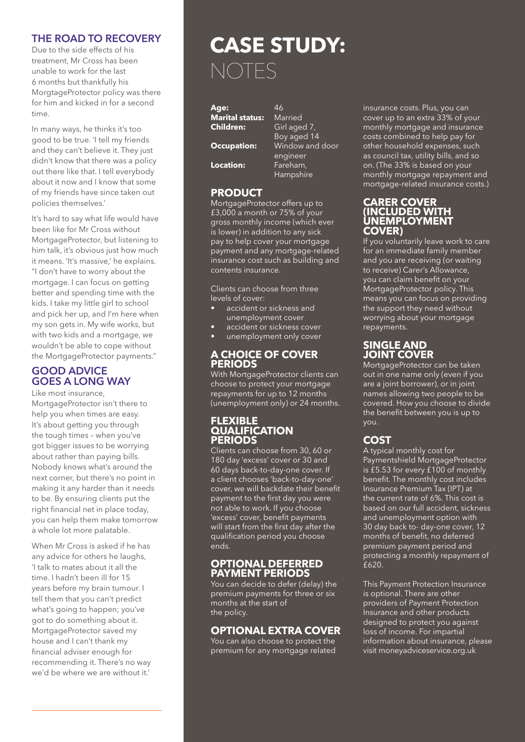## THE ROAD TO RECOVERY

Due to the side effects of his treatment, Mr Cross has been unable to work for the last 6 months but thankfully his MorgtageProtector policy was there for him and kicked in for a second time.

In many ways, he thinks it's too good to be true. 'I tell my friends and they can't believe it. They just didn't know that there was a policy out there like that. I tell everybody about it now and I know that some of my friends have since taken out policies themselves.'

It's hard to say what life would have been like for Mr Cross without MortgageProtector, but listening to him talk, it's obvious just how much it means. 'It's massive,' he explains. "I don't have to worry about the mortgage. I can focus on getting better and spending time with the kids. I take my little girl to school and pick her up, and I'm here when my son gets in. My wife works, but with two kids and a mortgage, we wouldn't be able to cope without the MortgageProtector payments."

## GOOD ADVICE GOES A LONG WAY

Like most insurance, MortgageProtector isn't there to help you when times are easy. It's about getting you through the tough times – when you've got bigger issues to be worrying about rather than paying bills. Nobody knows what's around the next corner, but there's no point in making it any harder than it needs to be. By ensuring clients put the right financial net in place today, you can help them make tomorrow a whole lot more palatable.

When Mr Cross is asked if he has any advice for others he laughs, 'I talk to mates about it all the time. I hadn't been ill for 15 years before my brain tumour. I tell them that you can't predict what's going to happen; you've got to do something about it. MortgageProtector saved my house and I can't thank my financial adviser enough for recommending it. There's no way we'd be where we are without it.'

# CASE STUDY: NOTES

**Age:** 46
**Marital status:** Married
**Children:** Girl aged 7, Boy aged 14
**Occupation:** Window and door engineer
**Location:** Fareham, Hampshire

## PRODUCT

MortgageProtector offers up to £3,000 a month or 75% of your gross monthly income (which ever is lower) in addition to any sick pay to help cover your mortgage payment and any mortgage-related insurance cost such as building and contents insurance.

Clients can choose from three levels of cover:

- accident or sickness and unemployment cover
- accident or sickness cover
- unemployment only cover

## A CHOICE OF COVER PERIODS

With MortgageProtector clients can choose to protect your mortgage repayments for up to 12 months (unemployment only) or 24 months.

## FLEXIBLE QUALIFICATION PERIODS

Clients can choose from 30, 60 or 180 day 'excess' cover or 30 and 60 days back-to-day-one cover. If a client chooses 'back-to-day-one' cover, we will backdate their benefit payment to the first day you were not able to work. If you choose 'excess' cover, benefit payments will start from the first day after the qualification period you choose ends.

## OPTIONAL DEFERRED PAYMENT PERIODS

You can decide to defer (delay) the premium payments for three or six months at the start of the policy.

## OPTIONAL EXTRA COVER

You can also choose to protect the premium for any mortgage related insurance costs. Plus, you can cover up to an extra 33% of your monthly mortgage and insurance costs combined to help pay for other household expenses, such as council tax, utility bills, and so on. (The 33% is based on your monthly mortgage repayment and mortgage-related insurance costs.)

## CARER COVER (INCLUDED WITH UNEMPLOYMENT COVER)

If you voluntarily leave work to care for an immediate family member and you are receiving (or waiting to receive) Carer's Allowance, you can claim benefit on your MortgageProtector policy. This means you can focus on providing the support they need without worrying about your mortgage repayments.

## SINGLE AND JOINT COVER

MortgageProtector can be taken out in one name only (even if you are a joint borrower), or in joint names allowing two people to be covered. How you choose to divide the benefit between you is up to you.

## COST

A typical monthly cost for Paymentshield MortgageProtector is £5.53 for every £100 of monthly benefit. The monthly cost includes Insurance Premium Tax (IPT) at the current rate of 6%. This cost is based on our full accident, sickness and unemployment option with 30 day back to- day-one cover, 12 months of benefit, no deferred premium payment period and protecting a monthly repayment of £620.

This Payment Protection Insurance is optional. There are other providers of Payment Protection Insurance and other products designed to protect you against loss of income. For impartial information about insurance, please visit moneyadviceservice.org.uk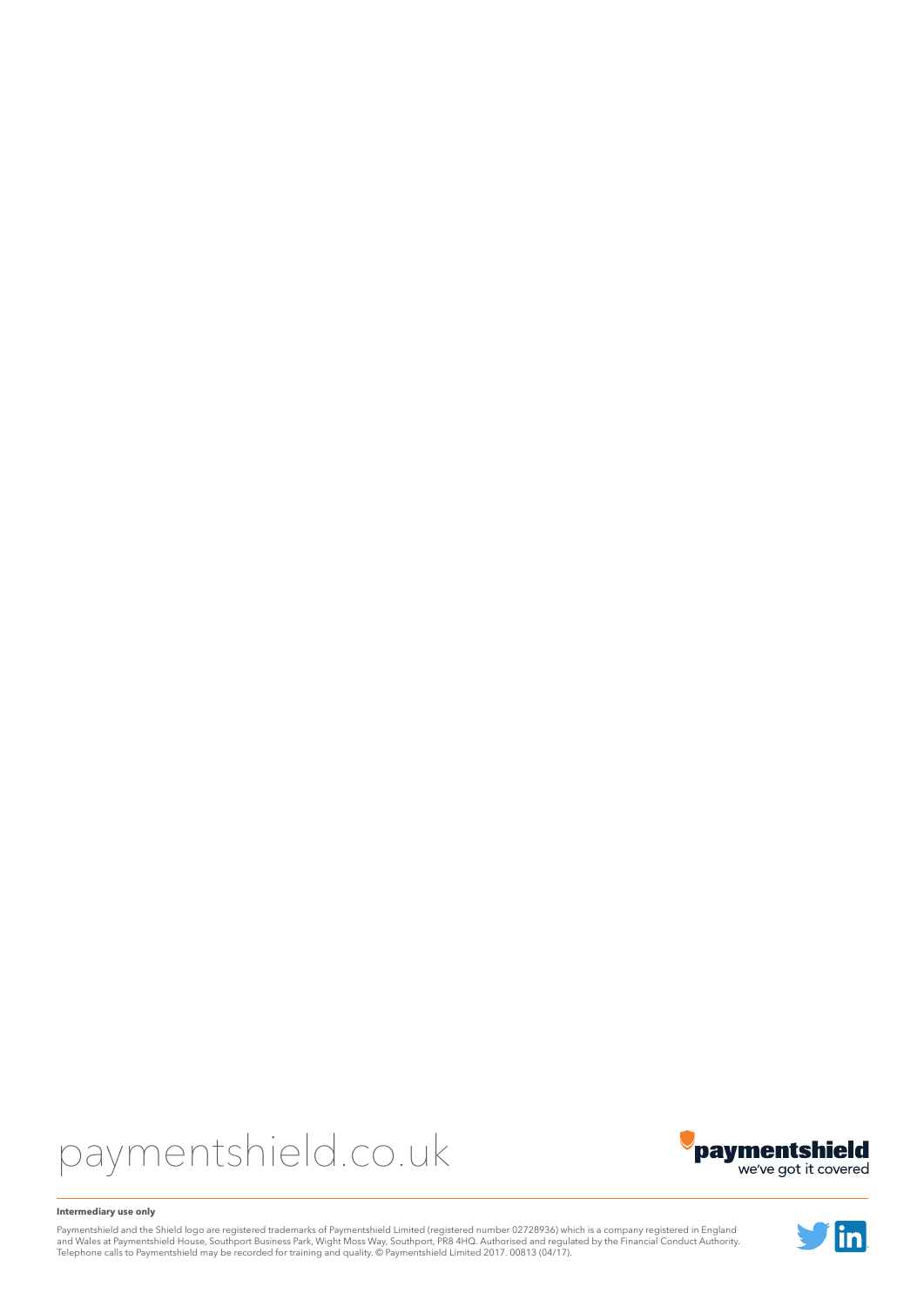paymentshield.co.uk

paymentshield
we've got it covered

**Intermediary use only**

Paymentshield and the Shield logo are registered trademarks of Paymentshield Limited (registered number 02728936) which is a company registered in England and Wales at Paymentshield House, Southport Business Park, Wight Moss Way, Southport, PR8 4HQ. Authorised and regulated by the Financial Conduct Authority. Telephone calls to Paymentshield may be recorded for training and quality. © Paymentshield Limited 2017. 00813 (04/17).